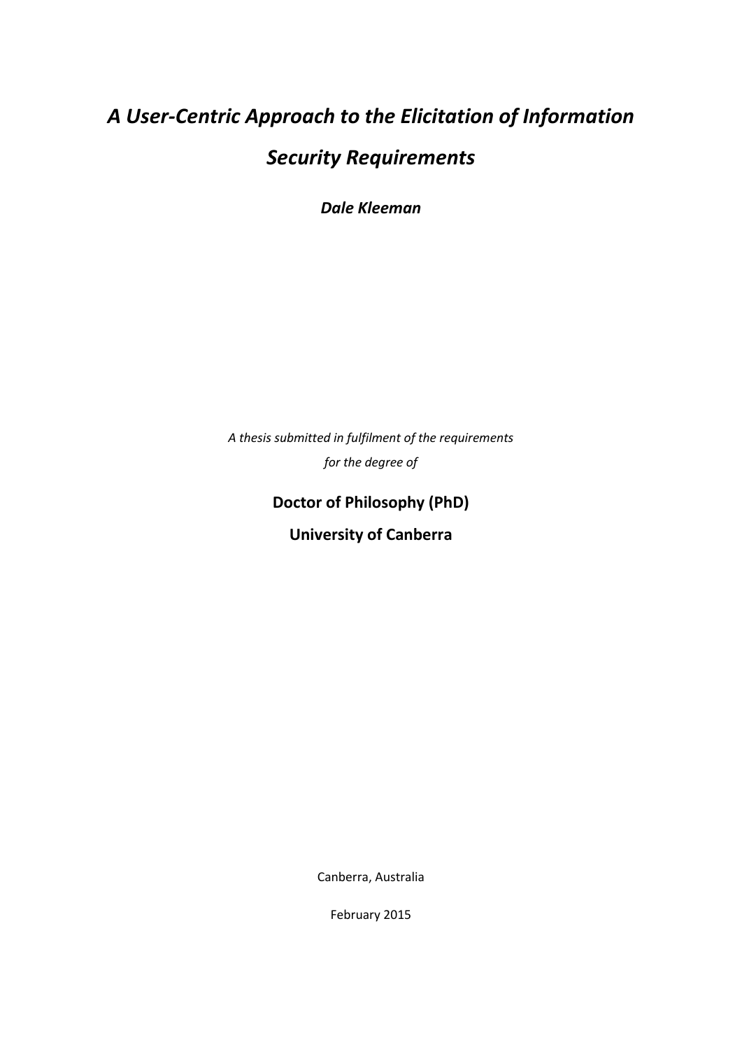# *A User-Centric Approach to the Elicitation of Information Security Requirements*

***Dale Kleeman***

*A thesis submitted in fulfilment of the requirements for the degree of*

**Doctor of Philosophy (PhD)**

**University of Canberra**

Canberra, Australia

February 2015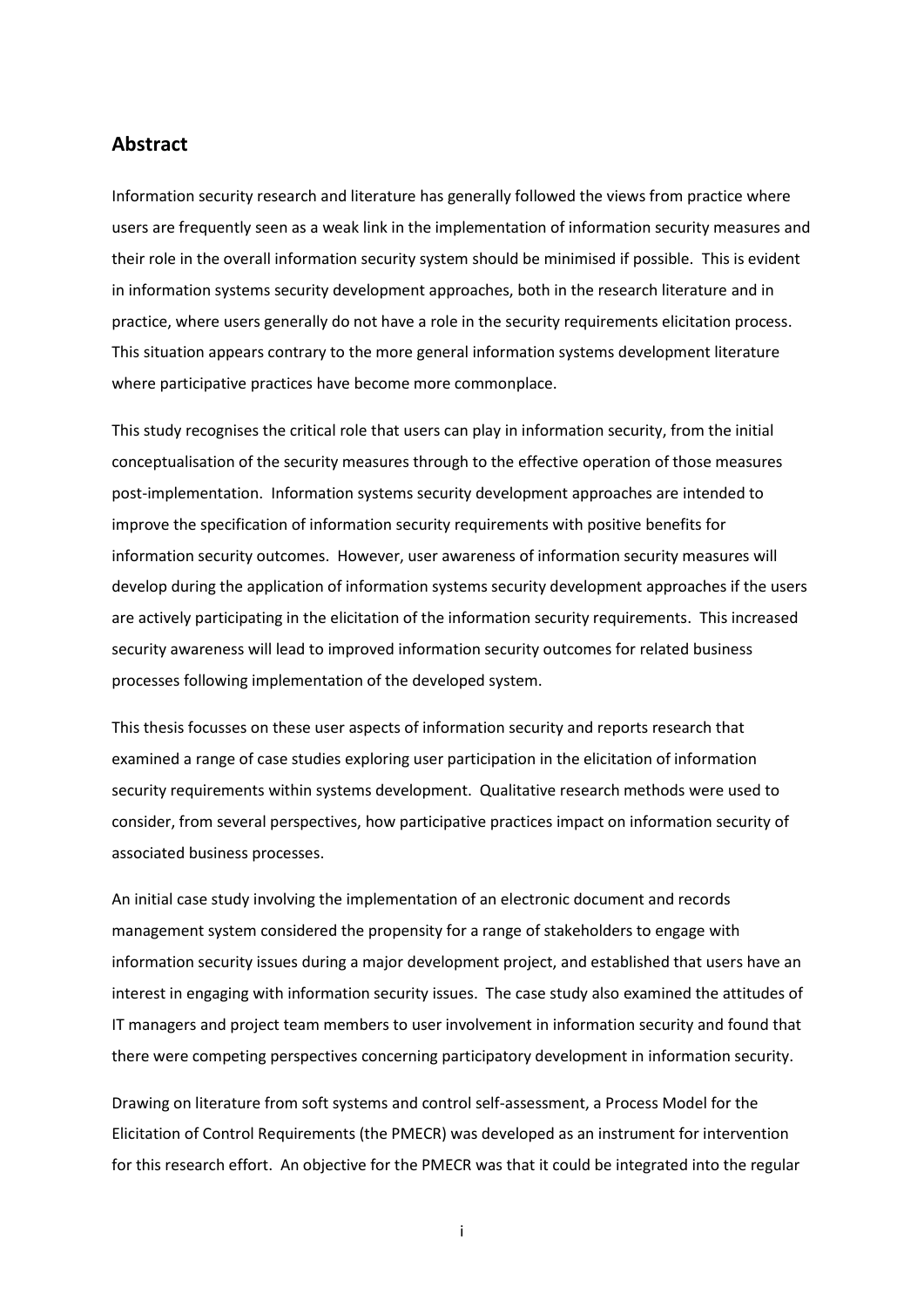## Abstract

Information security research and literature has generally followed the views from practice where users are frequently seen as a weak link in the implementation of information security measures and their role in the overall information security system should be minimised if possible. This is evident in information systems security development approaches, both in the research literature and in practice, where users generally do not have a role in the security requirements elicitation process. This situation appears contrary to the more general information systems development literature where participative practices have become more commonplace.

This study recognises the critical role that users can play in information security, from the initial conceptualisation of the security measures through to the effective operation of those measures post-implementation. Information systems security development approaches are intended to improve the specification of information security requirements with positive benefits for information security outcomes. However, user awareness of information security measures will develop during the application of information systems security development approaches if the users are actively participating in the elicitation of the information security requirements. This increased security awareness will lead to improved information security outcomes for related business processes following implementation of the developed system.

This thesis focusses on these user aspects of information security and reports research that examined a range of case studies exploring user participation in the elicitation of information security requirements within systems development. Qualitative research methods were used to consider, from several perspectives, how participative practices impact on information security of associated business processes.

An initial case study involving the implementation of an electronic document and records management system considered the propensity for a range of stakeholders to engage with information security issues during a major development project, and established that users have an interest in engaging with information security issues. The case study also examined the attitudes of IT managers and project team members to user involvement in information security and found that there were competing perspectives concerning participatory development in information security.

Drawing on literature from soft systems and control self-assessment, a Process Model for the Elicitation of Control Requirements (the PMECR) was developed as an instrument for intervention for this research effort. An objective for the PMECR was that it could be integrated into the regular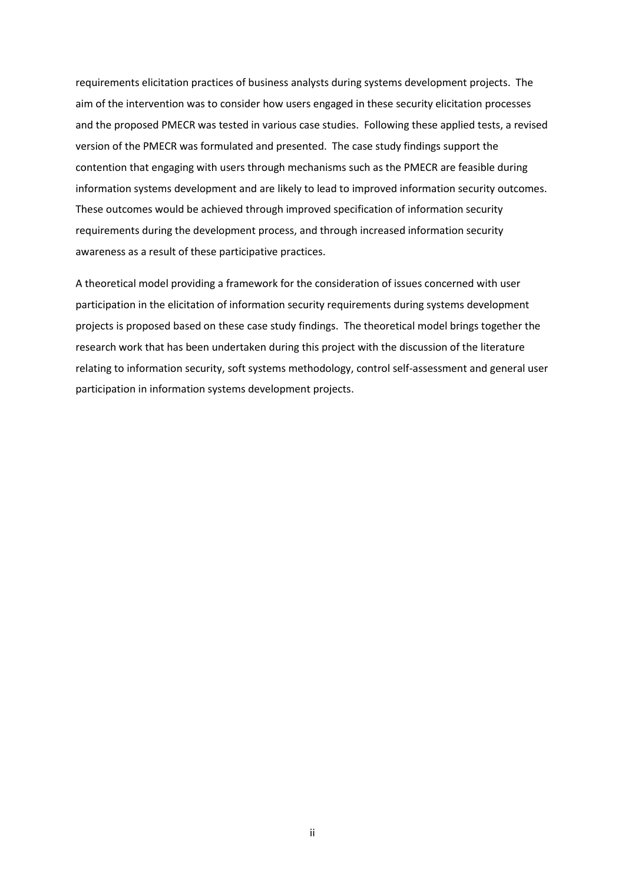requirements elicitation practices of business analysts during systems development projects. The aim of the intervention was to consider how users engaged in these security elicitation processes and the proposed PMECR was tested in various case studies. Following these applied tests, a revised version of the PMECR was formulated and presented. The case study findings support the contention that engaging with users through mechanisms such as the PMECR are feasible during information systems development and are likely to lead to improved information security outcomes. These outcomes would be achieved through improved specification of information security requirements during the development process, and through increased information security awareness as a result of these participative practices.

A theoretical model providing a framework for the consideration of issues concerned with user participation in the elicitation of information security requirements during systems development projects is proposed based on these case study findings. The theoretical model brings together the research work that has been undertaken during this project with the discussion of the literature relating to information security, soft systems methodology, control self-assessment and general user participation in information systems development projects.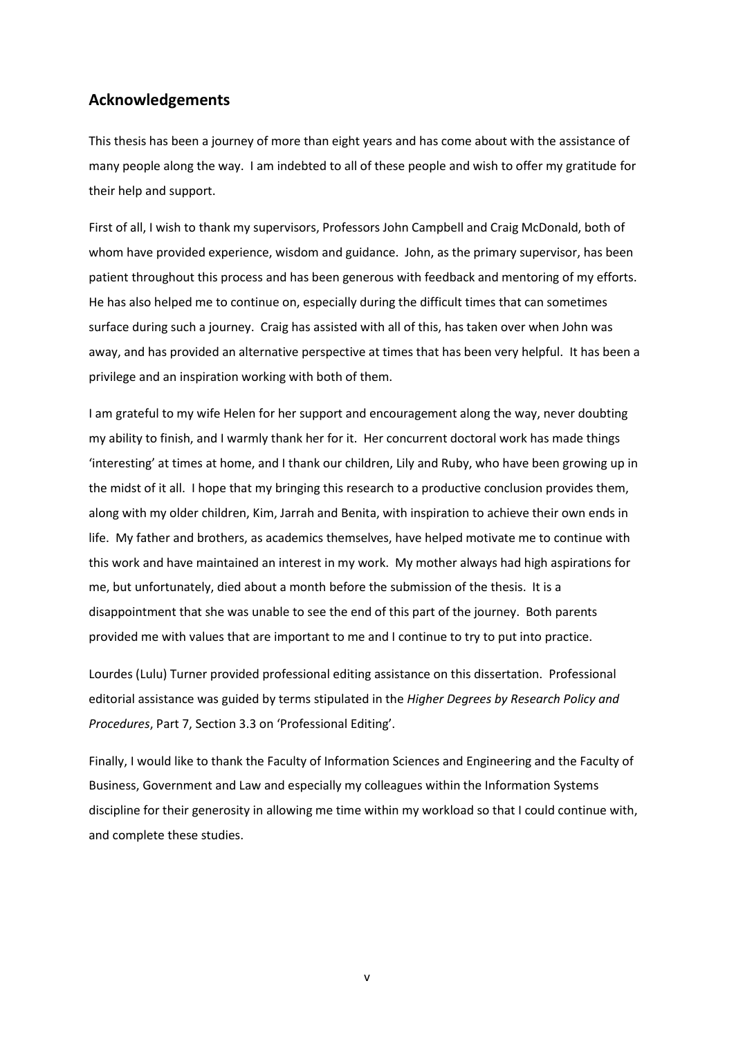## Acknowledgements

This thesis has been a journey of more than eight years and has come about with the assistance of many people along the way. I am indebted to all of these people and wish to offer my gratitude for their help and support.

First of all, I wish to thank my supervisors, Professors John Campbell and Craig McDonald, both of whom have provided experience, wisdom and guidance. John, as the primary supervisor, has been patient throughout this process and has been generous with feedback and mentoring of my efforts. He has also helped me to continue on, especially during the difficult times that can sometimes surface during such a journey. Craig has assisted with all of this, has taken over when John was away, and has provided an alternative perspective at times that has been very helpful. It has been a privilege and an inspiration working with both of them.

I am grateful to my wife Helen for her support and encouragement along the way, never doubting my ability to finish, and I warmly thank her for it. Her concurrent doctoral work has made things 'interesting' at times at home, and I thank our children, Lily and Ruby, who have been growing up in the midst of it all. I hope that my bringing this research to a productive conclusion provides them, along with my older children, Kim, Jarrah and Benita, with inspiration to achieve their own ends in life. My father and brothers, as academics themselves, have helped motivate me to continue with this work and have maintained an interest in my work. My mother always had high aspirations for me, but unfortunately, died about a month before the submission of the thesis. It is a disappointment that she was unable to see the end of this part of the journey. Both parents provided me with values that are important to me and I continue to try to put into practice.

Lourdes (Lulu) Turner provided professional editing assistance on this dissertation. Professional editorial assistance was guided by terms stipulated in the *Higher Degrees by Research Policy and Procedures*, Part 7, Section 3.3 on 'Professional Editing'.

Finally, I would like to thank the Faculty of Information Sciences and Engineering and the Faculty of Business, Government and Law and especially my colleagues within the Information Systems discipline for their generosity in allowing me time within my workload so that I could continue with, and complete these studies.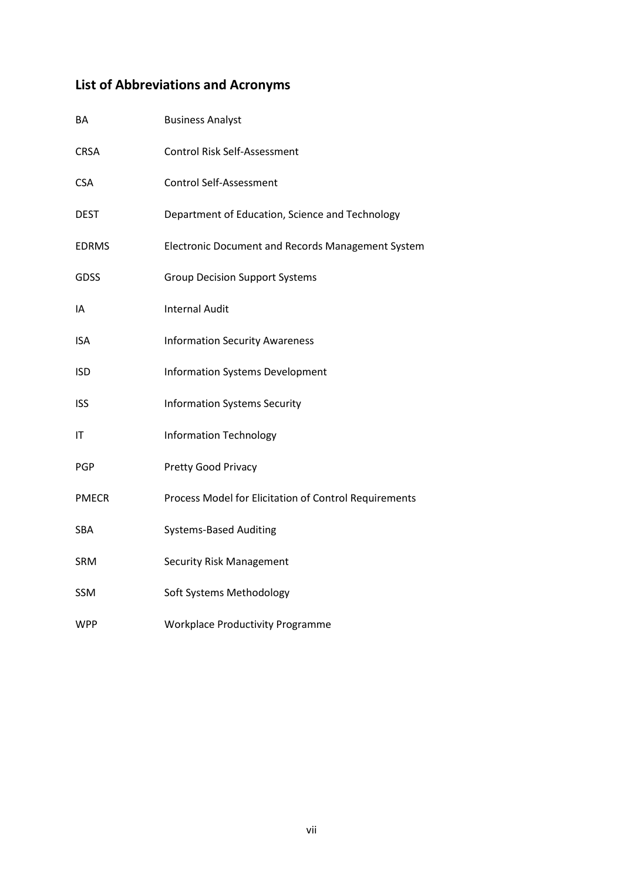## List of Abbreviations and Acronyms

| | |
|---|---|
| BA | Business Analyst |
| CRSA | Control Risk Self-Assessment |
| CSA | Control Self-Assessment |
| DEST | Department of Education, Science and Technology |
| EDRMS | Electronic Document and Records Management System |
| GDSS | Group Decision Support Systems |
| IA | Internal Audit |
| ISA | Information Security Awareness |
| ISD | Information Systems Development |
| ISS | Information Systems Security |
| IT | Information Technology |
| PGP | Pretty Good Privacy |
| PMECR | Process Model for Elicitation of Control Requirements |
| SBA | Systems-Based Auditing |
| SRM | Security Risk Management |
| SSM | Soft Systems Methodology |
| WPP | Workplace Productivity Programme |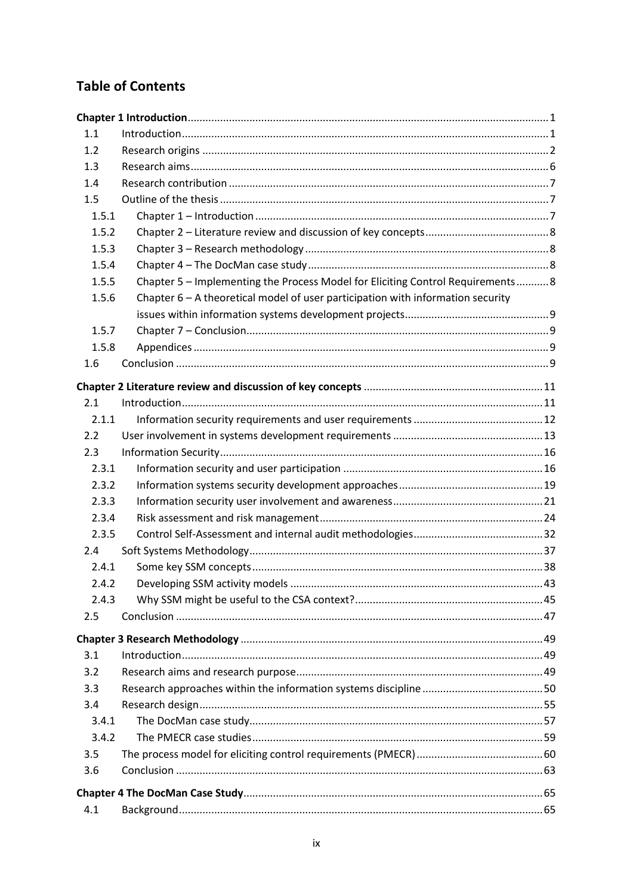## Table of Contents

**Chapter 1 Introduction** ... 1

- 1.1 Introduction ... 1
- 1.2 Research origins ... 2
- 1.3 Research aims ... 6
- 1.4 Research contribution ... 7
- 1.5 Outline of the thesis ... 7
  - 1.5.1 Chapter 1 – Introduction ... 7
  - 1.5.2 Chapter 2 – Literature review and discussion of key concepts ... 8
  - 1.5.3 Chapter 3 – Research methodology ... 8
  - 1.5.4 Chapter 4 – The DocMan case study ... 8
  - 1.5.5 Chapter 5 – Implementing the Process Model for Eliciting Control Requirements ... 8
  - 1.5.6 Chapter 6 – A theoretical model of user participation with information security issues within information systems development projects ... 9
  - 1.5.7 Chapter 7 – Conclusion ... 9
  - 1.5.8 Appendices ... 9
- 1.6 Conclusion ... 9

**Chapter 2 Literature review and discussion of key concepts** ... 11

- 2.1 Introduction ... 11
  - 2.1.1 Information security requirements and user requirements ... 12
- 2.2 User involvement in systems development requirements ... 13
- 2.3 Information Security ... 16
  - 2.3.1 Information security and user participation ... 16
  - 2.3.2 Information systems security development approaches ... 19
  - 2.3.3 Information security user involvement and awareness ... 21
  - 2.3.4 Risk assessment and risk management ... 24
  - 2.3.5 Control Self-Assessment and internal audit methodologies ... 32
- 2.4 Soft Systems Methodology ... 37
  - 2.4.1 Some key SSM concepts ... 38
  - 2.4.2 Developing SSM activity models ... 43
  - 2.4.3 Why SSM might be useful to the CSA context? ... 45
- 2.5 Conclusion ... 47

**Chapter 3 Research Methodology** ... 49

- 3.1 Introduction ... 49
- 3.2 Research aims and research purpose ... 49
- 3.3 Research approaches within the information systems discipline ... 50
- 3.4 Research design ... 55
  - 3.4.1 The DocMan case study ... 57
  - 3.4.2 The PMECR case studies ... 59
- 3.5 The process model for eliciting control requirements (PMECR) ... 60
- 3.6 Conclusion ... 63

**Chapter 4 The DocMan Case Study** ... 65

- 4.1 Background ... 65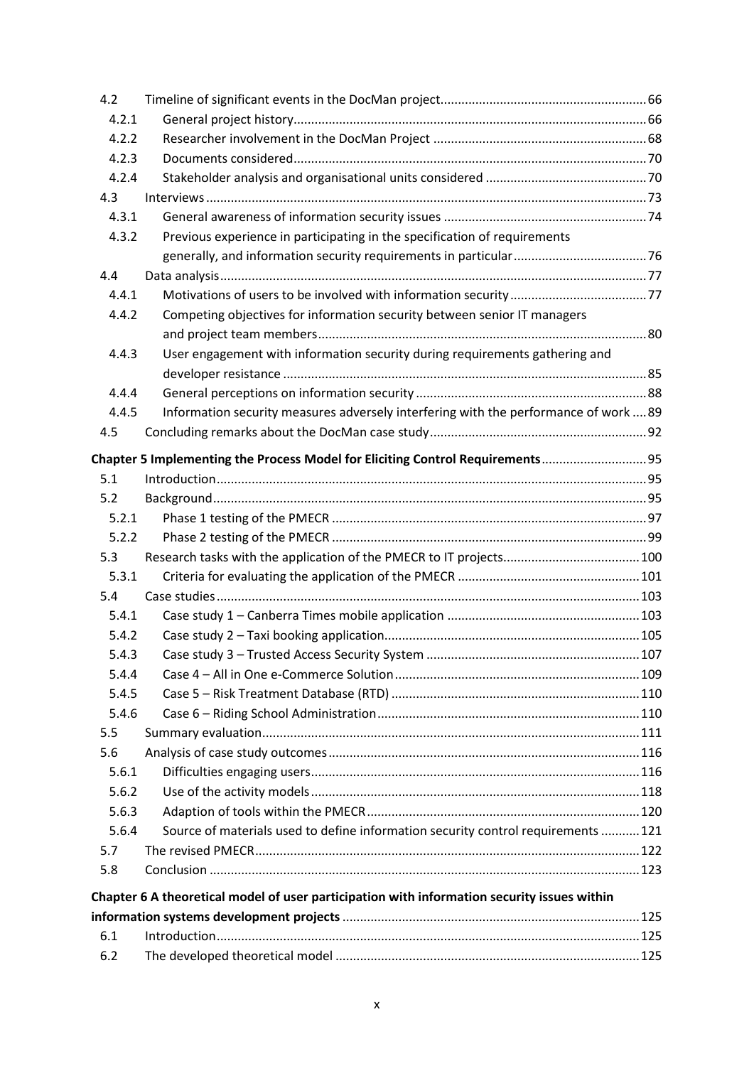| | | |
|---|---|---|
| 4.2 | Timeline of significant events in the DocMan project | 66 |
| 4.2.1 | General project history | 66 |
| 4.2.2 | Researcher involvement in the DocMan Project | 68 |
| 4.2.3 | Documents considered | 70 |
| 4.2.4 | Stakeholder analysis and organisational units considered | 70 |
| 4.3 | Interviews | 73 |
| 4.3.1 | General awareness of information security issues | 74 |
| 4.3.2 | Previous experience in participating in the specification of requirements generally, and information security requirements in particular | 76 |
| 4.4 | Data analysis | 77 |
| 4.4.1 | Motivations of users to be involved with information security | 77 |
| 4.4.2 | Competing objectives for information security between senior IT managers and project team members | 80 |
| 4.4.3 | User engagement with information security during requirements gathering and developer resistance | 85 |
| 4.4.4 | General perceptions on information security | 88 |
| 4.4.5 | Information security measures adversely interfering with the performance of work | 89 |
| 4.5 | Concluding remarks about the DocMan case study | 92 |

**Chapter 5 Implementing the Process Model for Eliciting Control Requirements** 95

| | | |
|---|---|---|
| 5.1 | Introduction | 95 |
| 5.2 | Background | 95 |
| 5.2.1 | Phase 1 testing of the PMECR | 97 |
| 5.2.2 | Phase 2 testing of the PMECR | 99 |
| 5.3 | Research tasks with the application of the PMECR to IT projects | 100 |
| 5.3.1 | Criteria for evaluating the application of the PMECR | 101 |
| 5.4 | Case studies | 103 |
| 5.4.1 | Case study 1 – Canberra Times mobile application | 103 |
| 5.4.2 | Case study 2 – Taxi booking application | 105 |
| 5.4.3 | Case study 3 – Trusted Access Security System | 107 |
| 5.4.4 | Case 4 – All in One e-Commerce Solution | 109 |
| 5.4.5 | Case 5 – Risk Treatment Database (RTD) | 110 |
| 5.4.6 | Case 6 – Riding School Administration | 110 |
| 5.5 | Summary evaluation | 111 |
| 5.6 | Analysis of case study outcomes | 116 |
| 5.6.1 | Difficulties engaging users | 116 |
| 5.6.2 | Use of the activity models | 118 |
| 5.6.3 | Adaption of tools within the PMECR | 120 |
| 5.6.4 | Source of materials used to define information security control requirements | 121 |
| 5.7 | The revised PMECR | 122 |
| 5.8 | Conclusion | 123 |

**Chapter 6 A theoretical model of user participation with information security issues within information systems development projects** 125

| | | |
|---|---|---|
| 6.1 | Introduction | 125 |
| 6.2 | The developed theoretical model | 125 |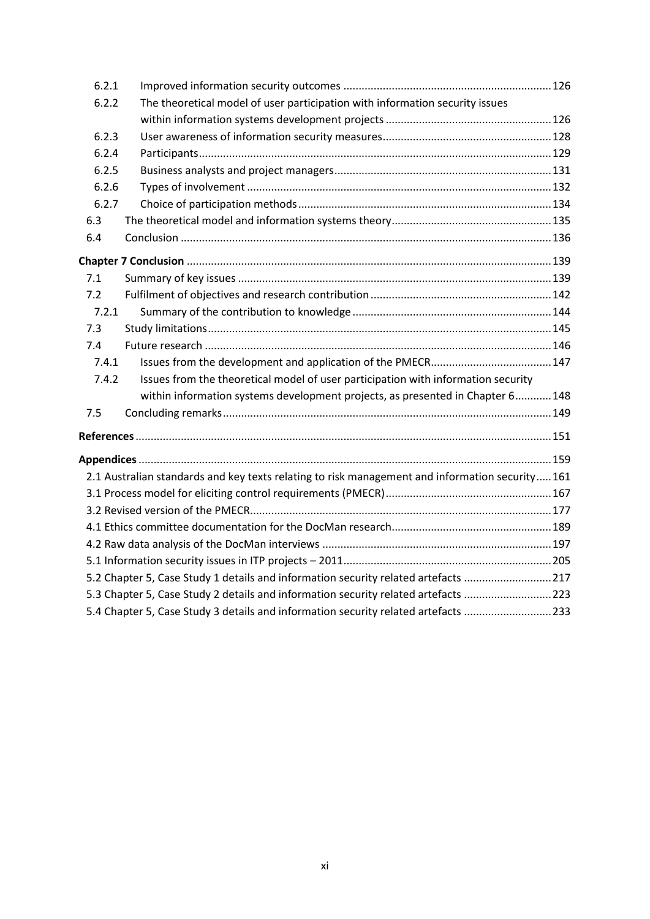| | | |
|---|---|---|
| 6.2.1 | Improved information security outcomes | 126 |
| 6.2.2 | The theoretical model of user participation with information security issues within information systems development projects | 126 |
| 6.2.3 | User awareness of information security measures | 128 |
| 6.2.4 | Participants | 129 |
| 6.2.5 | Business analysts and project managers | 131 |
| 6.2.6 | Types of involvement | 132 |
| 6.2.7 | Choice of participation methods | 134 |
| 6.3 | The theoretical model and information systems theory | 135 |
| 6.4 | Conclusion | 136 |
| **Chapter 7 Conclusion** | | 139 |
| 7.1 | Summary of key issues | 139 |
| 7.2 | Fulfilment of objectives and research contribution | 142 |
| 7.2.1 | Summary of the contribution to knowledge | 144 |
| 7.3 | Study limitations | 145 |
| 7.4 | Future research | 146 |
| 7.4.1 | Issues from the development and application of the PMECR | 147 |
| 7.4.2 | Issues from the theoretical model of user participation with information security within information systems development projects, as presented in Chapter 6 | 148 |
| 7.5 | Concluding remarks | 149 |
| **References** | | 151 |
| **Appendices** | | 159 |
| 2.1 Australian standards and key texts relating to risk management and information security | | 161 |
| 3.1 Process model for eliciting control requirements (PMECR) | | 167 |
| 3.2 Revised version of the PMECR | | 177 |
| 4.1 Ethics committee documentation for the DocMan research | | 189 |
| 4.2 Raw data analysis of the DocMan interviews | | 197 |
| 5.1 Information security issues in ITP projects – 2011 | | 205 |
| 5.2 Chapter 5, Case Study 1 details and information security related artefacts | | 217 |
| 5.3 Chapter 5, Case Study 2 details and information security related artefacts | | 223 |
| 5.4 Chapter 5, Case Study 3 details and information security related artefacts | | 233 |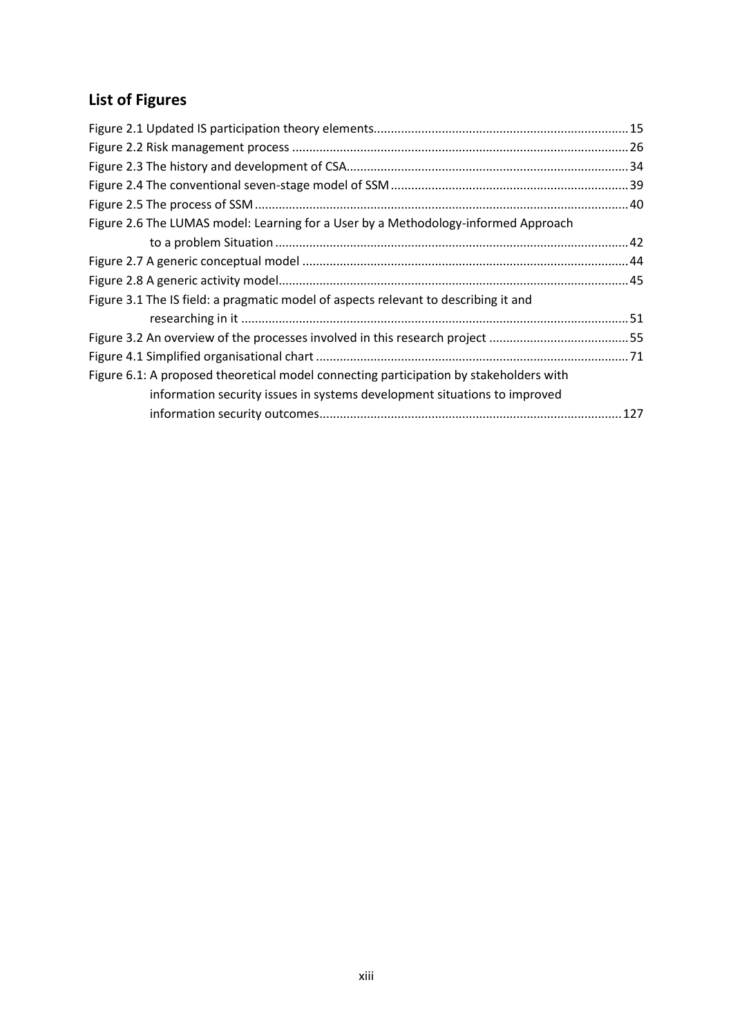## List of Figures

Figure 2.1 Updated IS participation theory elements.......................................................................... 15
Figure 2.2 Risk management process .................................................................................................. 26
Figure 2.3 The history and development of CSA.................................................................................. 34
Figure 2.4 The conventional seven-stage model of SSM ..................................................................... 39
Figure 2.5 The process of SSM ............................................................................................................. 40
Figure 2.6 The LUMAS model: Learning for a User by a Methodology-informed Approach to a problem Situation ....................................................................................................... 42
Figure 2.7 A generic conceptual model ............................................................................................... 44
Figure 2.8 A generic activity model...................................................................................................... 45
Figure 3.1 The IS field: a pragmatic model of aspects relevant to describing it and researching in it ................................................................................................................. 51
Figure 3.2 An overview of the processes involved in this research project ......................................... 55
Figure 4.1 Simplified organisational chart ........................................................................................... 71
Figure 6.1: A proposed theoretical model connecting participation by stakeholders with information security issues in systems development situations to improved information security outcomes......................................................................................... 127